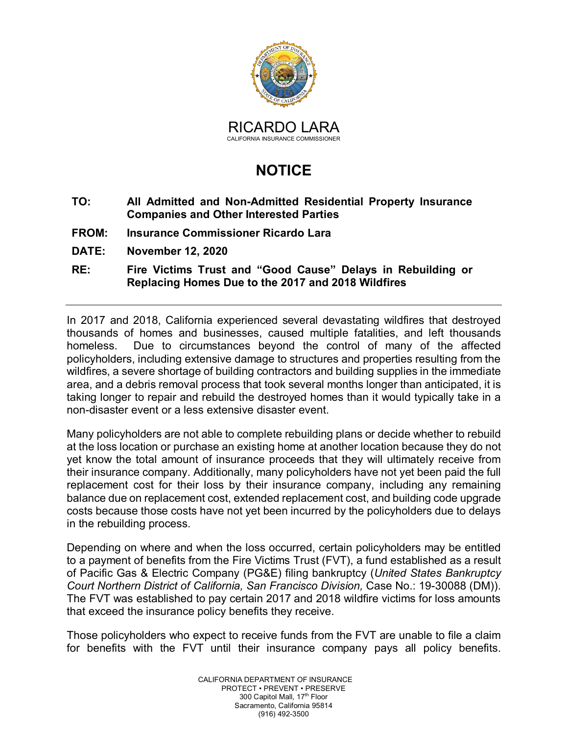RICARDO LARA
CALIFORNIA INSURANCE COMMISSIONER

# NOTICE

**TO:** **All Admitted and Non-Admitted Residential Property Insurance Companies and Other Interested Parties**

**FROM:** **Insurance Commissioner Ricardo Lara**

**DATE:** **November 12, 2020**

**RE:** **Fire Victims Trust and "Good Cause" Delays in Rebuilding or Replacing Homes Due to the 2017 and 2018 Wildfires**

---

In 2017 and 2018, California experienced several devastating wildfires that destroyed thousands of homes and businesses, caused multiple fatalities, and left thousands homeless. Due to circumstances beyond the control of many of the affected policyholders, including extensive damage to structures and properties resulting from the wildfires, a severe shortage of building contractors and building supplies in the immediate area, and a debris removal process that took several months longer than anticipated, it is taking longer to repair and rebuild the destroyed homes than it would typically take in a non-disaster event or a less extensive disaster event.

Many policyholders are not able to complete rebuilding plans or decide whether to rebuild at the loss location or purchase an existing home at another location because they do not yet know the total amount of insurance proceeds that they will ultimately receive from their insurance company. Additionally, many policyholders have not yet been paid the full replacement cost for their loss by their insurance company, including any remaining balance due on replacement cost, extended replacement cost, and building code upgrade costs because those costs have not yet been incurred by the policyholders due to delays in the rebuilding process.

Depending on where and when the loss occurred, certain policyholders may be entitled to a payment of benefits from the Fire Victims Trust (FVT), a fund established as a result of Pacific Gas & Electric Company (PG&E) filing bankruptcy (*United States Bankruptcy Court Northern District of California, San Francisco Division,* Case No.: 19-30088 (DM)). The FVT was established to pay certain 2017 and 2018 wildfire victims for loss amounts that exceed the insurance policy benefits they receive.

Those policyholders who expect to receive funds from the FVT are unable to file a claim for benefits with the FVT until their insurance company pays all policy benefits.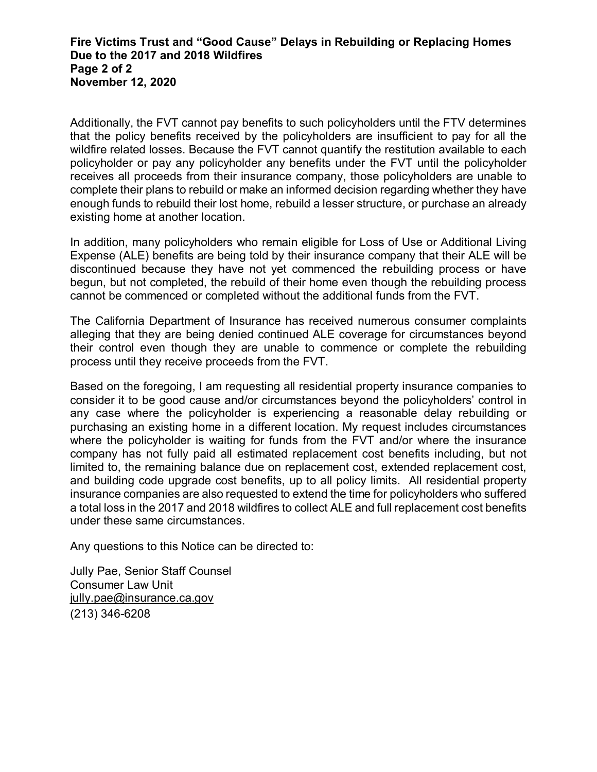Additionally, the FVT cannot pay benefits to such policyholders until the FTV determines that the policy benefits received by the policyholders are insufficient to pay for all the wildfire related losses. Because the FVT cannot quantify the restitution available to each policyholder or pay any policyholder any benefits under the FVT until the policyholder receives all proceeds from their insurance company, those policyholders are unable to complete their plans to rebuild or make an informed decision regarding whether they have enough funds to rebuild their lost home, rebuild a lesser structure, or purchase an already existing home at another location.

In addition, many policyholders who remain eligible for Loss of Use or Additional Living Expense (ALE) benefits are being told by their insurance company that their ALE will be discontinued because they have not yet commenced the rebuilding process or have begun, but not completed, the rebuild of their home even though the rebuilding process cannot be commenced or completed without the additional funds from the FVT.

The California Department of Insurance has received numerous consumer complaints alleging that they are being denied continued ALE coverage for circumstances beyond their control even though they are unable to commence or complete the rebuilding process until they receive proceeds from the FVT.

Based on the foregoing, I am requesting all residential property insurance companies to consider it to be good cause and/or circumstances beyond the policyholders' control in any case where the policyholder is experiencing a reasonable delay rebuilding or purchasing an existing home in a different location. My request includes circumstances where the policyholder is waiting for funds from the FVT and/or where the insurance company has not fully paid all estimated replacement cost benefits including, but not limited to, the remaining balance due on replacement cost, extended replacement cost, and building code upgrade cost benefits, up to all policy limits. All residential property insurance companies are also requested to extend the time for policyholders who suffered a total loss in the 2017 and 2018 wildfires to collect ALE and full replacement cost benefits under these same circumstances.

Any questions to this Notice can be directed to:

Jully Pae, Senior Staff Counsel
Consumer Law Unit
jully.pae@insurance.ca.gov
(213) 346-6208